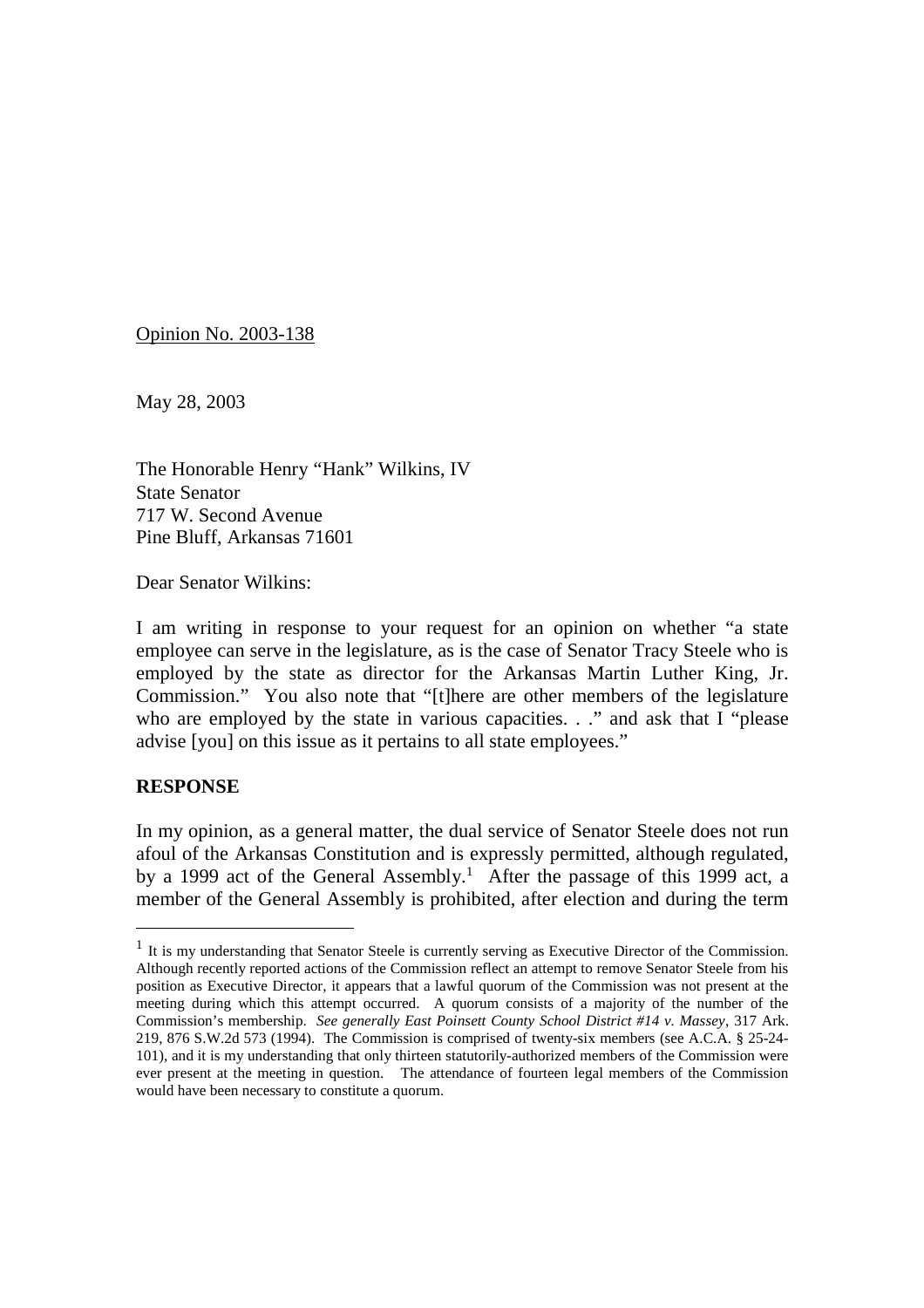Opinion No. 2003-138

May 28, 2003

The Honorable Henry "Hank" Wilkins, IV
State Senator
717 W. Second Avenue
Pine Bluff, Arkansas 71601

Dear Senator Wilkins:

I am writing in response to your request for an opinion on whether "a state employee can serve in the legislature, as is the case of Senator Tracy Steele who is employed by the state as director for the Arkansas Martin Luther King, Jr. Commission." You also note that "[t]here are other members of the legislature who are employed by the state in various capacities. . ." and ask that I "please advise [you] on this issue as it pertains to all state employees."

**RESPONSE**

In my opinion, as a general matter, the dual service of Senator Steele does not run afoul of the Arkansas Constitution and is expressly permitted, although regulated, by a 1999 act of the General Assembly.[1] After the passage of this 1999 act, a member of the General Assembly is prohibited, after election and during the term

---

[1] It is my understanding that Senator Steele is currently serving as Executive Director of the Commission. Although recently reported actions of the Commission reflect an attempt to remove Senator Steele from his position as Executive Director, it appears that a lawful quorum of the Commission was not present at the meeting during which this attempt occurred. A quorum consists of a majority of the number of the Commission's membership. *See generally East Poinsett County School District #14 v. Massey*, 317 Ark. 219, 876 S.W.2d 573 (1994). The Commission is comprised of twenty-six members (see A.C.A. § 25-24-101), and it is my understanding that only thirteen statutorily-authorized members of the Commission were ever present at the meeting in question. The attendance of fourteen legal members of the Commission would have been necessary to constitute a quorum.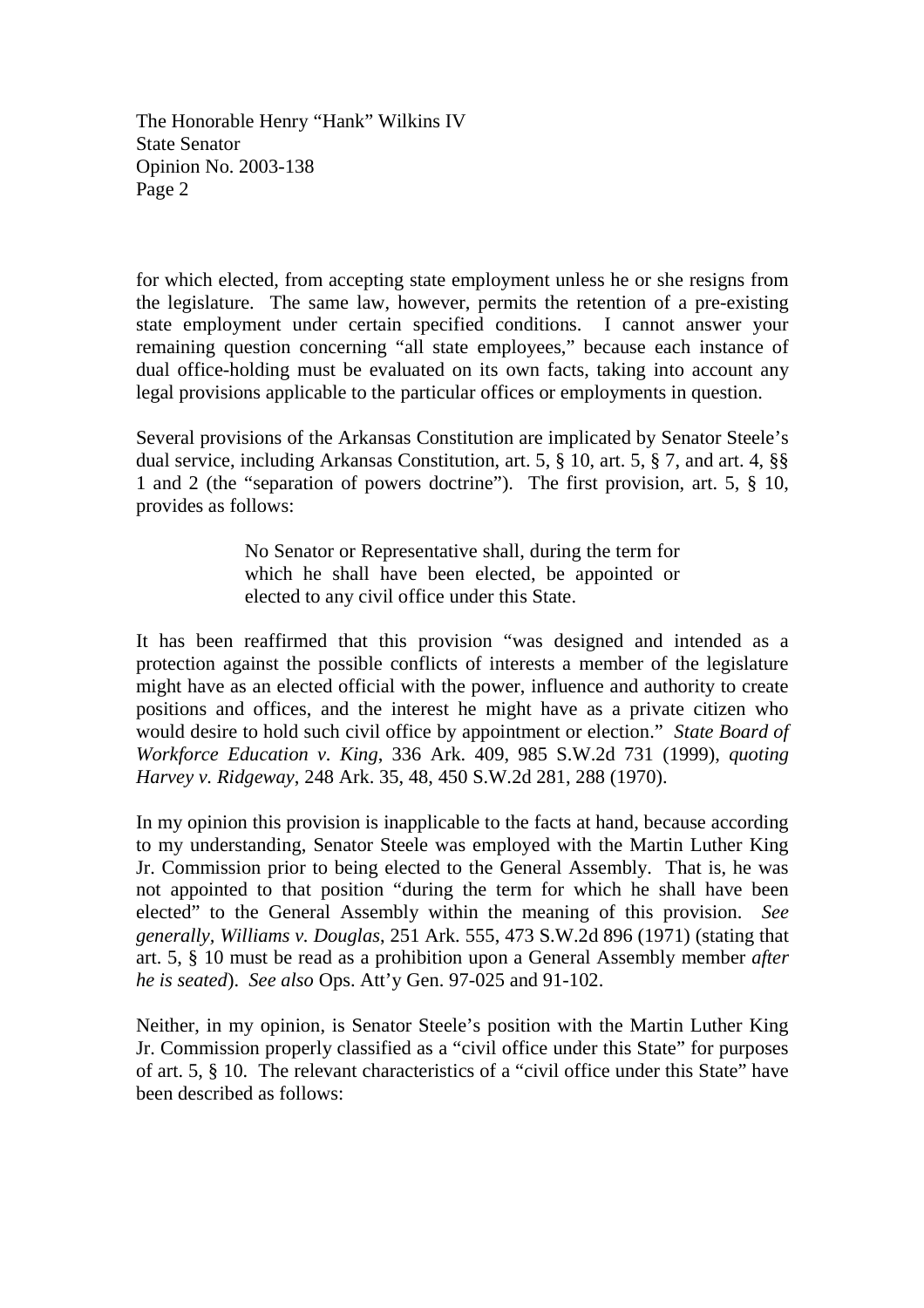for which elected, from accepting state employment unless he or she resigns from the legislature. The same law, however, permits the retention of a pre-existing state employment under certain specified conditions. I cannot answer your remaining question concerning "all state employees," because each instance of dual office-holding must be evaluated on its own facts, taking into account any legal provisions applicable to the particular offices or employments in question.

Several provisions of the Arkansas Constitution are implicated by Senator Steele's dual service, including Arkansas Constitution, art. 5, § 10, art. 5, § 7, and art. 4, §§ 1 and 2 (the "separation of powers doctrine"). The first provision, art. 5, § 10, provides as follows:

> No Senator or Representative shall, during the term for which he shall have been elected, be appointed or elected to any civil office under this State.

It has been reaffirmed that this provision "was designed and intended as a protection against the possible conflicts of interests a member of the legislature might have as an elected official with the power, influence and authority to create positions and offices, and the interest he might have as a private citizen who would desire to hold such civil office by appointment or election." *State Board of Workforce Education v. King*, 336 Ark. 409, 985 S.W.2d 731 (1999), *quoting Harvey v. Ridgeway*, 248 Ark. 35, 48, 450 S.W.2d 281, 288 (1970).

In my opinion this provision is inapplicable to the facts at hand, because according to my understanding, Senator Steele was employed with the Martin Luther King Jr. Commission prior to being elected to the General Assembly. That is, he was not appointed to that position "during the term for which he shall have been elected" to the General Assembly within the meaning of this provision. *See generally, Williams v. Douglas*, 251 Ark. 555, 473 S.W.2d 896 (1971) (stating that art. 5, § 10 must be read as a prohibition upon a General Assembly member *after he is seated*). *See also* Ops. Att'y Gen. 97-025 and 91-102.

Neither, in my opinion, is Senator Steele's position with the Martin Luther King Jr. Commission properly classified as a "civil office under this State" for purposes of art. 5, § 10. The relevant characteristics of a "civil office under this State" have been described as follows: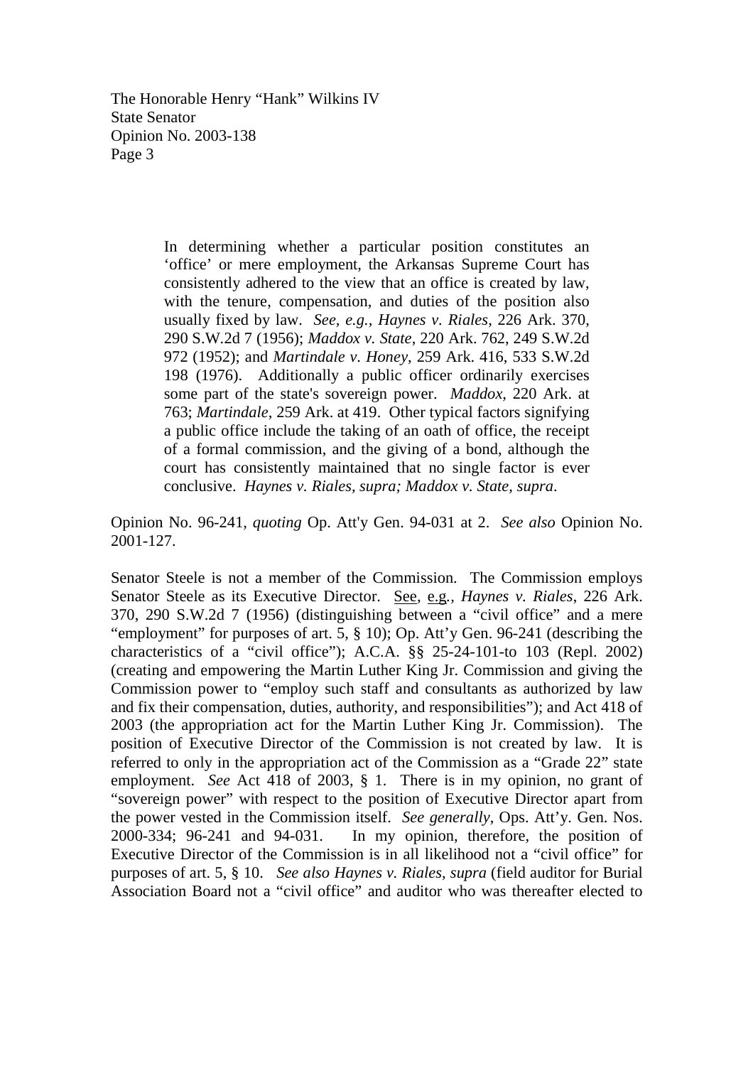> In determining whether a particular position constitutes an 'office' or mere employment, the Arkansas Supreme Court has consistently adhered to the view that an office is created by law, with the tenure, compensation, and duties of the position also usually fixed by law. *See, e.g., Haynes v. Riales*, 226 Ark. 370, 290 S.W.2d 7 (1956); *Maddox v. State*, 220 Ark. 762, 249 S.W.2d 972 (1952); and *Martindale v. Honey*, 259 Ark. 416, 533 S.W.2d 198 (1976). Additionally a public officer ordinarily exercises some part of the state's sovereign power. *Maddox*, 220 Ark. at 763; *Martindale*, 259 Ark. at 419. Other typical factors signifying a public office include the taking of an oath of office, the receipt of a formal commission, and the giving of a bond, although the court has consistently maintained that no single factor is ever conclusive. *Haynes v. Riales, supra; Maddox v. State, supra*.

Opinion No. 96-241, *quoting* Op. Att'y Gen. 94-031 at 2. *See also* Opinion No. 2001-127.

Senator Steele is not a member of the Commission. The Commission employs Senator Steele as its Executive Director. See, e.g., *Haynes v. Riales*, 226 Ark. 370, 290 S.W.2d 7 (1956) (distinguishing between a "civil office" and a mere "employment" for purposes of art. 5, § 10); Op. Att'y Gen. 96-241 (describing the characteristics of a "civil office"); A.C.A. §§ 25-24-101-to 103 (Repl. 2002) (creating and empowering the Martin Luther King Jr. Commission and giving the Commission power to "employ such staff and consultants as authorized by law and fix their compensation, duties, authority, and responsibilities"); and Act 418 of 2003 (the appropriation act for the Martin Luther King Jr. Commission). The position of Executive Director of the Commission is not created by law. It is referred to only in the appropriation act of the Commission as a "Grade 22" state employment. *See* Act 418 of 2003, § 1. There is in my opinion, no grant of "sovereign power" with respect to the position of Executive Director apart from the power vested in the Commission itself. *See generally*, Ops. Att'y. Gen. Nos. 2000-334; 96-241 and 94-031. In my opinion, therefore, the position of Executive Director of the Commission is in all likelihood not a "civil office" for purposes of art. 5, § 10. *See also Haynes v. Riales, supra* (field auditor for Burial Association Board not a "civil office" and auditor who was thereafter elected to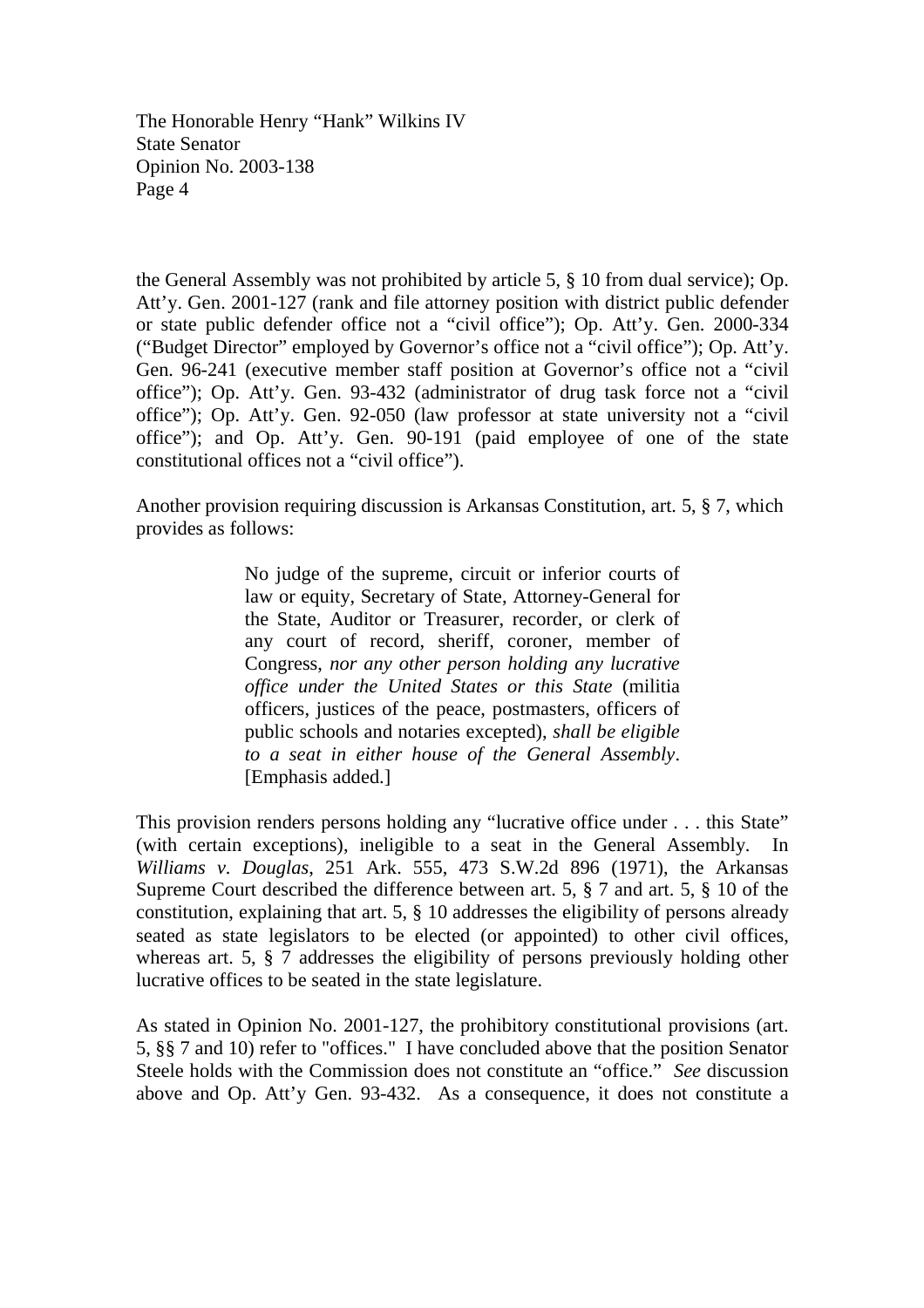the General Assembly was not prohibited by article 5, § 10 from dual service); Op. Att'y. Gen. 2001-127 (rank and file attorney position with district public defender or state public defender office not a "civil office"); Op. Att'y. Gen. 2000-334 ("Budget Director" employed by Governor's office not a "civil office"); Op. Att'y. Gen. 96-241 (executive member staff position at Governor's office not a "civil office"); Op. Att'y. Gen. 93-432 (administrator of drug task force not a "civil office"); Op. Att'y. Gen. 92-050 (law professor at state university not a "civil office"); and Op. Att'y. Gen. 90-191 (paid employee of one of the state constitutional offices not a "civil office").

Another provision requiring discussion is Arkansas Constitution, art. 5, § 7, which provides as follows:

> No judge of the supreme, circuit or inferior courts of law or equity, Secretary of State, Attorney-General for the State, Auditor or Treasurer, recorder, or clerk of any court of record, sheriff, coroner, member of Congress, *nor any other person holding any lucrative office under the United States or this State* (militia officers, justices of the peace, postmasters, officers of public schools and notaries excepted), *shall be eligible to a seat in either house of the General Assembly*. [Emphasis added.]

This provision renders persons holding any "lucrative office under . . . this State" (with certain exceptions), ineligible to a seat in the General Assembly. In *Williams v. Douglas*, 251 Ark. 555, 473 S.W.2d 896 (1971), the Arkansas Supreme Court described the difference between art. 5, § 7 and art. 5, § 10 of the constitution, explaining that art. 5, § 10 addresses the eligibility of persons already seated as state legislators to be elected (or appointed) to other civil offices, whereas art. 5, § 7 addresses the eligibility of persons previously holding other lucrative offices to be seated in the state legislature.

As stated in Opinion No. 2001-127, the prohibitory constitutional provisions (art. 5, §§ 7 and 10) refer to "offices." I have concluded above that the position Senator Steele holds with the Commission does not constitute an "office." *See* discussion above and Op. Att'y Gen. 93-432. As a consequence, it does not constitute a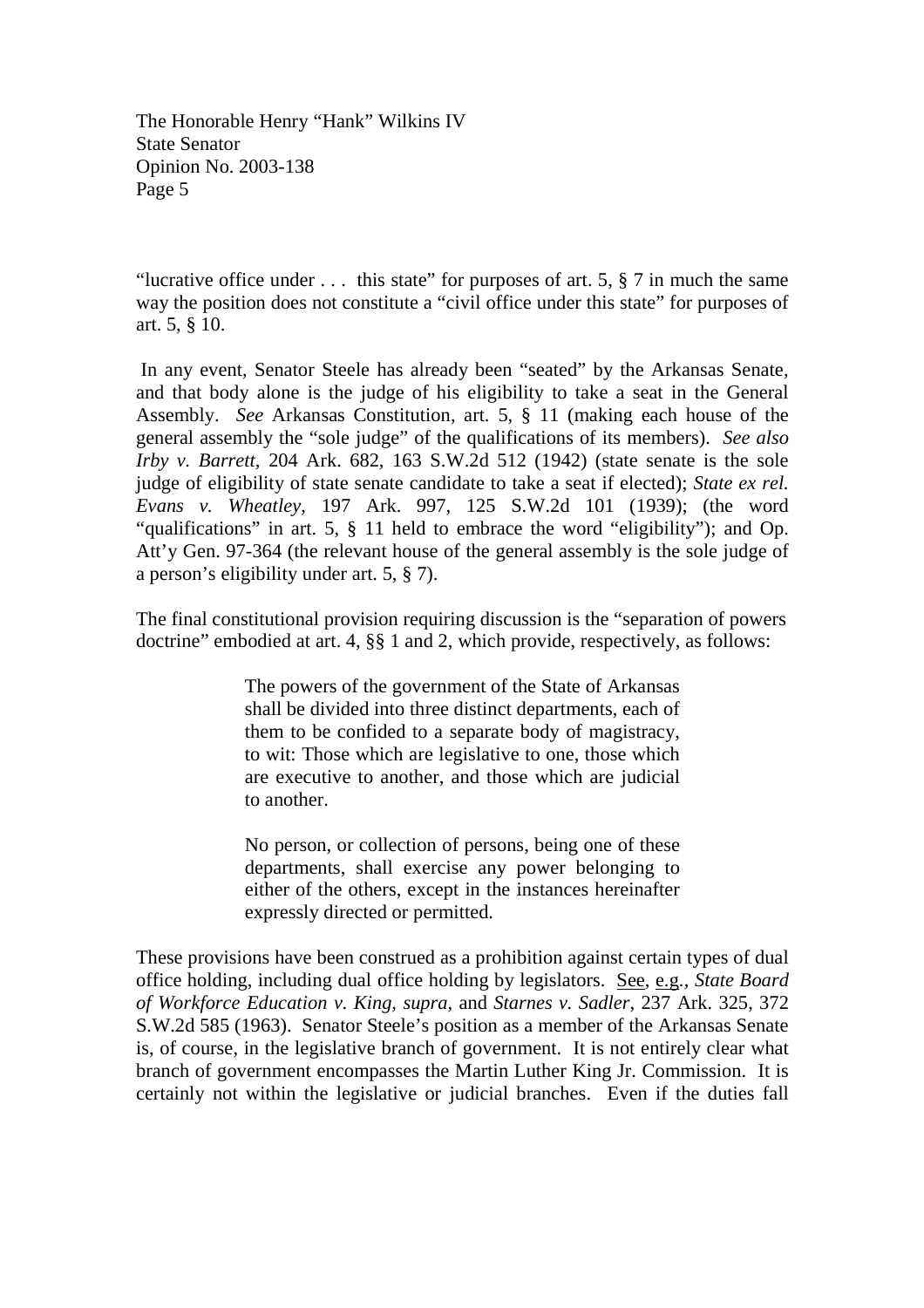"lucrative office under . . . this state" for purposes of art. 5, § 7 in much the same way the position does not constitute a "civil office under this state" for purposes of art. 5, § 10.

In any event, Senator Steele has already been "seated" by the Arkansas Senate, and that body alone is the judge of his eligibility to take a seat in the General Assembly. *See* Arkansas Constitution, art. 5, § 11 (making each house of the general assembly the "sole judge" of the qualifications of its members). *See also Irby v. Barrett*, 204 Ark. 682, 163 S.W.2d 512 (1942) (state senate is the sole judge of eligibility of state senate candidate to take a seat if elected); *State ex rel. Evans v. Wheatley*, 197 Ark. 997, 125 S.W.2d 101 (1939); (the word "qualifications" in art. 5, § 11 held to embrace the word "eligibility"); and Op. Att'y Gen. 97-364 (the relevant house of the general assembly is the sole judge of a person's eligibility under art. 5, § 7).

The final constitutional provision requiring discussion is the "separation of powers doctrine" embodied at art. 4, §§ 1 and 2, which provide, respectively, as follows:

> The powers of the government of the State of Arkansas shall be divided into three distinct departments, each of them to be confided to a separate body of magistracy, to wit: Those which are legislative to one, those which are executive to another, and those which are judicial to another.
>
> No person, or collection of persons, being one of these departments, shall exercise any power belonging to either of the others, except in the instances hereinafter expressly directed or permitted.

These provisions have been construed as a prohibition against certain types of dual office holding, including dual office holding by legislators. See, e.g., *State Board of Workforce Education v. King, supra,* and *Starnes v. Sadler*, 237 Ark. 325, 372 S.W.2d 585 (1963). Senator Steele's position as a member of the Arkansas Senate is, of course, in the legislative branch of government. It is not entirely clear what branch of government encompasses the Martin Luther King Jr. Commission. It is certainly not within the legislative or judicial branches. Even if the duties fall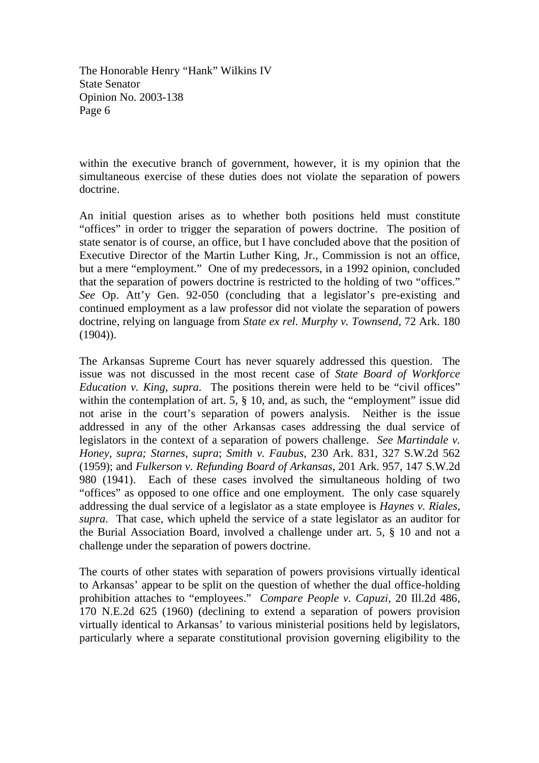within the executive branch of government, however, it is my opinion that the simultaneous exercise of these duties does not violate the separation of powers doctrine.

An initial question arises as to whether both positions held must constitute "offices" in order to trigger the separation of powers doctrine. The position of state senator is of course, an office, but I have concluded above that the position of Executive Director of the Martin Luther King, Jr., Commission is not an office, but a mere "employment." One of my predecessors, in a 1992 opinion, concluded that the separation of powers doctrine is restricted to the holding of two "offices." *See* Op. Att'y Gen. 92-050 (concluding that a legislator's pre-existing and continued employment as a law professor did not violate the separation of powers doctrine, relying on language from *State ex rel. Murphy v. Townsend*, 72 Ark. 180 (1904)).

The Arkansas Supreme Court has never squarely addressed this question. The issue was not discussed in the most recent case of *State Board of Workforce Education v. King, supra*. The positions therein were held to be "civil offices" within the contemplation of art. 5, § 10, and, as such, the "employment" issue did not arise in the court's separation of powers analysis. Neither is the issue addressed in any of the other Arkansas cases addressing the dual service of legislators in the context of a separation of powers challenge. *See Martindale v. Honey, supra; Starnes, supra*; *Smith v. Faubus*, 230 Ark. 831, 327 S.W.2d 562 (1959); and *Fulkerson v. Refunding Board of Arkansas*, 201 Ark. 957, 147 S.W.2d 980 (1941). Each of these cases involved the simultaneous holding of two "offices" as opposed to one office and one employment. The only case squarely addressing the dual service of a legislator as a state employee is *Haynes v. Riales, supra*. That case, which upheld the service of a state legislator as an auditor for the Burial Association Board, involved a challenge under art. 5, § 10 and not a challenge under the separation of powers doctrine.

The courts of other states with separation of powers provisions virtually identical to Arkansas' appear to be split on the question of whether the dual office-holding prohibition attaches to "employees." *Compare People v. Capuzi,* 20 Ill.2d 486, 170 N.E.2d 625 (1960) (declining to extend a separation of powers provision virtually identical to Arkansas' to various ministerial positions held by legislators, particularly where a separate constitutional provision governing eligibility to the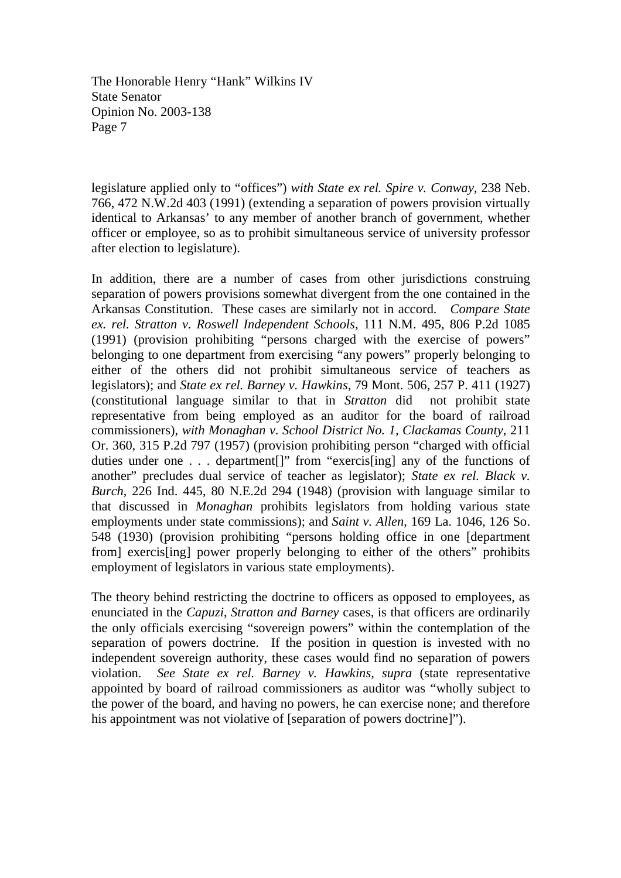legislature applied only to "offices") *with State ex rel. Spire v. Conway*, 238 Neb. 766, 472 N.W.2d 403 (1991) (extending a separation of powers provision virtually identical to Arkansas' to any member of another branch of government, whether officer or employee, so as to prohibit simultaneous service of university professor after election to legislature).

In addition, there are a number of cases from other jurisdictions construing separation of powers provisions somewhat divergent from the one contained in the Arkansas Constitution. These cases are similarly not in accord. *Compare State ex. rel. Stratton v. Roswell Independent Schools*, 111 N.M. 495, 806 P.2d 1085 (1991) (provision prohibiting "persons charged with the exercise of powers" belonging to one department from exercising "any powers" properly belonging to either of the others did not prohibit simultaneous service of teachers as legislators); and *State ex rel. Barney v. Hawkins*, 79 Mont. 506, 257 P. 411 (1927) (constitutional language similar to that in *Stratton* did not prohibit state representative from being employed as an auditor for the board of railroad commissioners), *with Monaghan v. School District No. 1, Clackamas County*, 211 Or. 360, 315 P.2d 797 (1957) (provision prohibiting person "charged with official duties under one . . . department[]" from "exercis[ing] any of the functions of another" precludes dual service of teacher as legislator); *State ex rel. Black v. Burch*, 226 Ind. 445, 80 N.E.2d 294 (1948) (provision with language similar to that discussed in *Monaghan* prohibits legislators from holding various state employments under state commissions); and *Saint v. Allen*, 169 La. 1046, 126 So. 548 (1930) (provision prohibiting "persons holding office in one [department from] exercis[ing] power properly belonging to either of the others" prohibits employment of legislators in various state employments).

The theory behind restricting the doctrine to officers as opposed to employees, as enunciated in the *Capuzi*, *Stratton and Barney* cases, is that officers are ordinarily the only officials exercising "sovereign powers" within the contemplation of the separation of powers doctrine. If the position in question is invested with no independent sovereign authority, these cases would find no separation of powers violation. *See State ex rel. Barney v. Hawkins*, *supra* (state representative appointed by board of railroad commissioners as auditor was "wholly subject to the power of the board, and having no powers, he can exercise none; and therefore his appointment was not violative of [separation of powers doctrine]").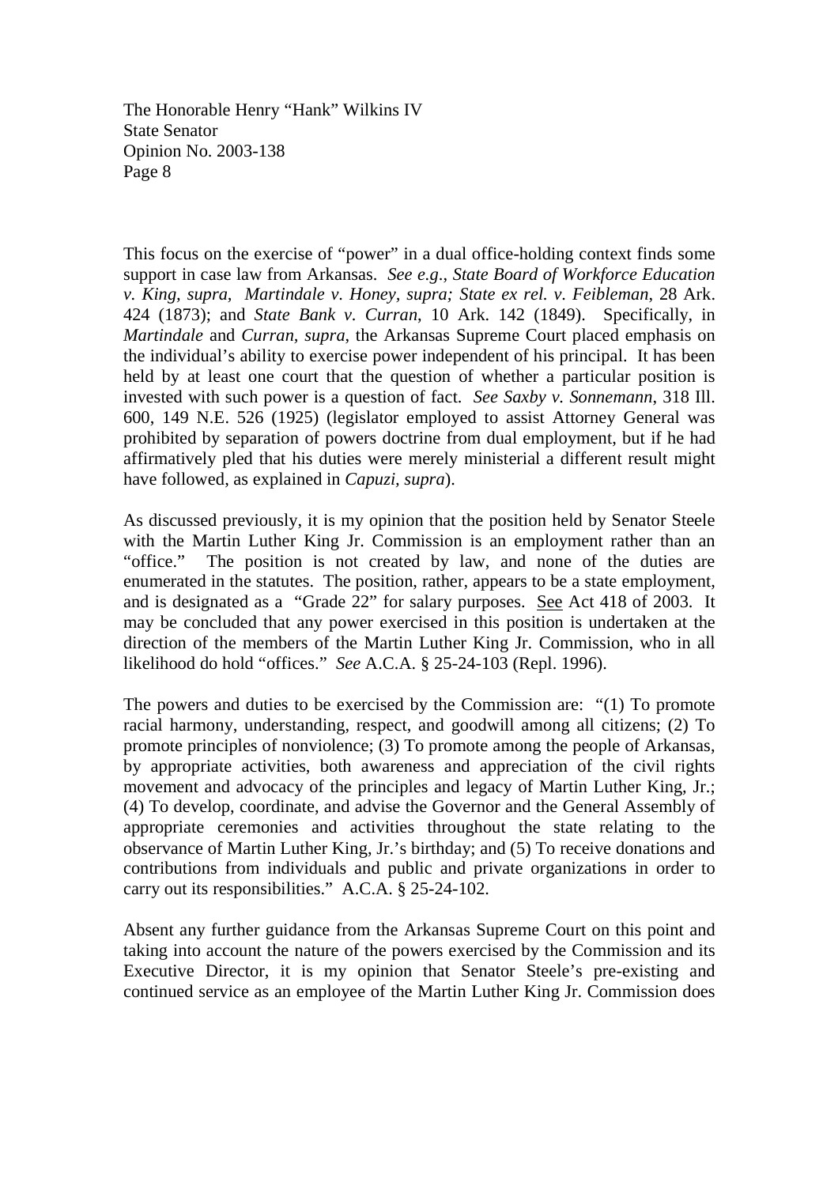This focus on the exercise of "power" in a dual office-holding context finds some support in case law from Arkansas. *See e.g.*, *State Board of Workforce Education v. King, supra*, *Martindale v. Honey, supra; State ex rel. v. Feibleman*, 28 Ark. 424 (1873); and *State Bank v. Curran*, 10 Ark. 142 (1849). Specifically, in *Martindale* and *Curran, supra*, the Arkansas Supreme Court placed emphasis on the individual's ability to exercise power independent of his principal. It has been held by at least one court that the question of whether a particular position is invested with such power is a question of fact. *See Saxby v. Sonnemann*, 318 Ill. 600, 149 N.E. 526 (1925) (legislator employed to assist Attorney General was prohibited by separation of powers doctrine from dual employment, but if he had affirmatively pled that his duties were merely ministerial a different result might have followed, as explained in *Capuzi, supra*).

As discussed previously, it is my opinion that the position held by Senator Steele with the Martin Luther King Jr. Commission is an employment rather than an "office." The position is not created by law, and none of the duties are enumerated in the statutes. The position, rather, appears to be a state employment, and is designated as a "Grade 22" for salary purposes. See Act 418 of 2003. It may be concluded that any power exercised in this position is undertaken at the direction of the members of the Martin Luther King Jr. Commission, who in all likelihood do hold "offices." *See* A.C.A. § 25-24-103 (Repl. 1996).

The powers and duties to be exercised by the Commission are: "(1) To promote racial harmony, understanding, respect, and goodwill among all citizens; (2) To promote principles of nonviolence; (3) To promote among the people of Arkansas, by appropriate activities, both awareness and appreciation of the civil rights movement and advocacy of the principles and legacy of Martin Luther King, Jr.; (4) To develop, coordinate, and advise the Governor and the General Assembly of appropriate ceremonies and activities throughout the state relating to the observance of Martin Luther King, Jr.'s birthday; and (5) To receive donations and contributions from individuals and public and private organizations in order to carry out its responsibilities." A.C.A. § 25-24-102.

Absent any further guidance from the Arkansas Supreme Court on this point and taking into account the nature of the powers exercised by the Commission and its Executive Director, it is my opinion that Senator Steele's pre-existing and continued service as an employee of the Martin Luther King Jr. Commission does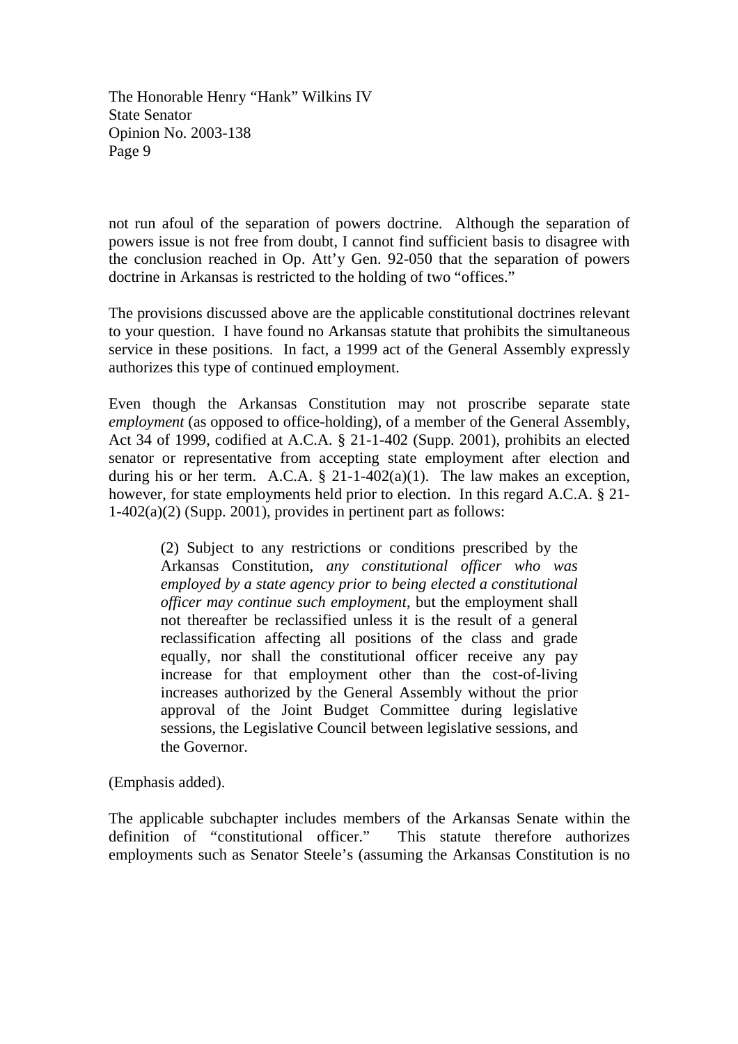not run afoul of the separation of powers doctrine. Although the separation of powers issue is not free from doubt, I cannot find sufficient basis to disagree with the conclusion reached in Op. Att'y Gen. 92-050 that the separation of powers doctrine in Arkansas is restricted to the holding of two "offices."

The provisions discussed above are the applicable constitutional doctrines relevant to your question. I have found no Arkansas statute that prohibits the simultaneous service in these positions. In fact, a 1999 act of the General Assembly expressly authorizes this type of continued employment.

Even though the Arkansas Constitution may not proscribe separate state *employment* (as opposed to office-holding), of a member of the General Assembly, Act 34 of 1999, codified at A.C.A. § 21-1-402 (Supp. 2001), prohibits an elected senator or representative from accepting state employment after election and during his or her term. A.C.A. § 21-1-402(a)(1). The law makes an exception, however, for state employments held prior to election. In this regard A.C.A. § 21-1-402(a)(2) (Supp. 2001), provides in pertinent part as follows:

> (2) Subject to any restrictions or conditions prescribed by the Arkansas Constitution, *any constitutional officer who was employed by a state agency prior to being elected a constitutional officer may continue such employment*, but the employment shall not thereafter be reclassified unless it is the result of a general reclassification affecting all positions of the class and grade equally, nor shall the constitutional officer receive any pay increase for that employment other than the cost-of-living increases authorized by the General Assembly without the prior approval of the Joint Budget Committee during legislative sessions, the Legislative Council between legislative sessions, and the Governor.

(Emphasis added).

The applicable subchapter includes members of the Arkansas Senate within the definition of "constitutional officer." This statute therefore authorizes employments such as Senator Steele's (assuming the Arkansas Constitution is no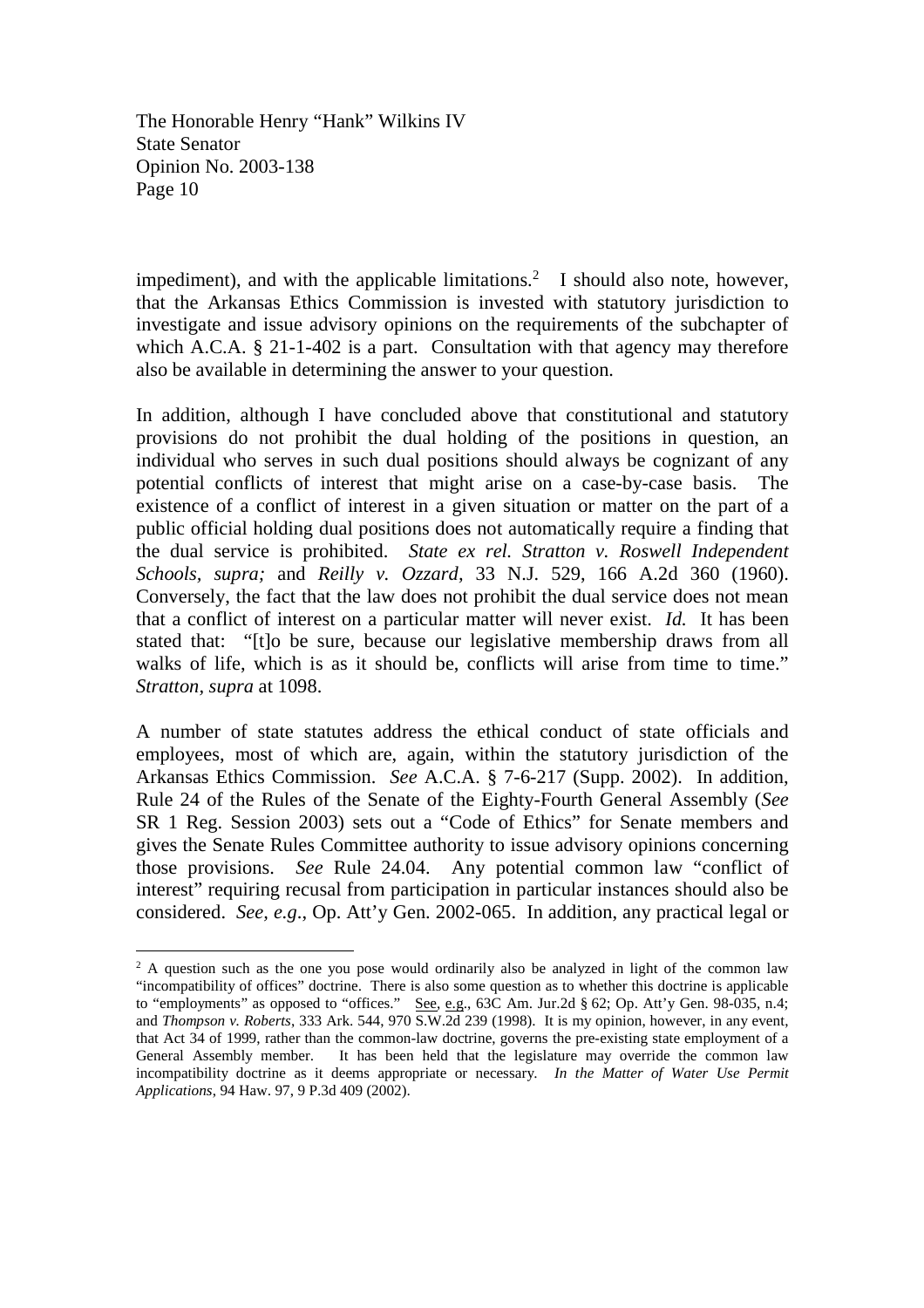impediment), and with the applicable limitations.[2] I should also note, however, that the Arkansas Ethics Commission is invested with statutory jurisdiction to investigate and issue advisory opinions on the requirements of the subchapter of which A.C.A. § 21-1-402 is a part. Consultation with that agency may therefore also be available in determining the answer to your question.

In addition, although I have concluded above that constitutional and statutory provisions do not prohibit the dual holding of the positions in question, an individual who serves in such dual positions should always be cognizant of any potential conflicts of interest that might arise on a case-by-case basis. The existence of a conflict of interest in a given situation or matter on the part of a public official holding dual positions does not automatically require a finding that the dual service is prohibited. *State ex rel. Stratton v. Roswell Independent Schools*, *supra;* and *Reilly v. Ozzard*, 33 N.J. 529, 166 A.2d 360 (1960). Conversely, the fact that the law does not prohibit the dual service does not mean that a conflict of interest on a particular matter will never exist. *Id.* It has been stated that: "[t]o be sure, because our legislative membership draws from all walks of life, which is as it should be, conflicts will arise from time to time." *Stratton*, *supra* at 1098.

A number of state statutes address the ethical conduct of state officials and employees, most of which are, again, within the statutory jurisdiction of the Arkansas Ethics Commission. *See* A.C.A. § 7-6-217 (Supp. 2002). In addition, Rule 24 of the Rules of the Senate of the Eighty-Fourth General Assembly (*See* SR 1 Reg. Session 2003) sets out a "Code of Ethics" for Senate members and gives the Senate Rules Committee authority to issue advisory opinions concerning those provisions. *See* Rule 24.04. Any potential common law "conflict of interest" requiring recusal from participation in particular instances should also be considered. *See, e.g.*, Op. Att'y Gen. 2002-065. In addition, any practical legal or

---

[2] A question such as the one you pose would ordinarily also be analyzed in light of the common law "incompatibility of offices" doctrine. There is also some question as to whether this doctrine is applicable to "employments" as opposed to "offices." See, e.g., 63C Am. Jur.2d § 62; Op. Att'y Gen. 98-035, n.4; and *Thompson v. Roberts*, 333 Ark. 544, 970 S.W.2d 239 (1998). It is my opinion, however, in any event, that Act 34 of 1999, rather than the common-law doctrine, governs the pre-existing state employment of a General Assembly member. It has been held that the legislature may override the common law incompatibility doctrine as it deems appropriate or necessary. *In the Matter of Water Use Permit Applications*, 94 Haw. 97, 9 P.3d 409 (2002).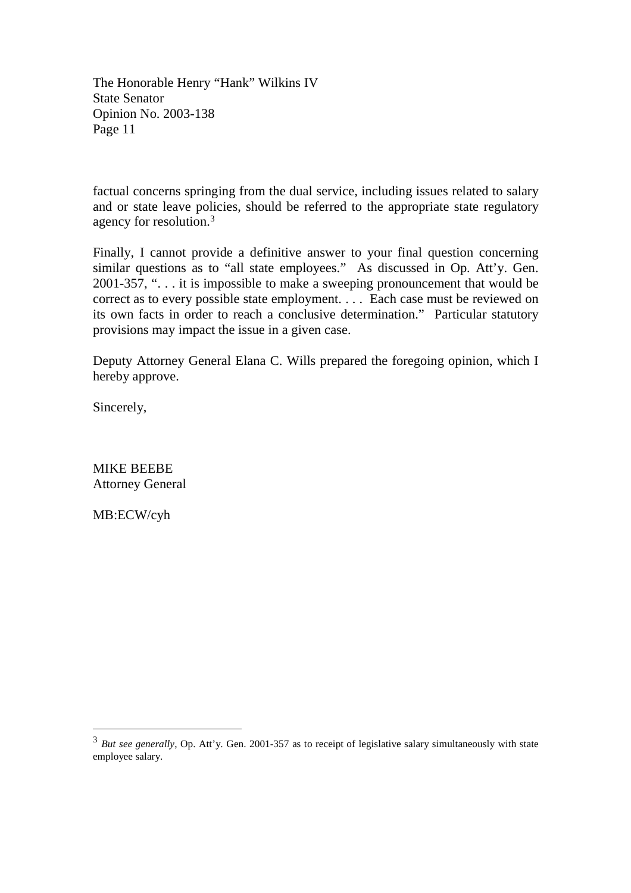factual concerns springing from the dual service, including issues related to salary and or state leave policies, should be referred to the appropriate state regulatory agency for resolution.[3]

Finally, I cannot provide a definitive answer to your final question concerning similar questions as to "all state employees." As discussed in Op. Att'y. Gen. 2001-357, ". . . it is impossible to make a sweeping pronouncement that would be correct as to every possible state employment. . . . Each case must be reviewed on its own facts in order to reach a conclusive determination." Particular statutory provisions may impact the issue in a given case.

Deputy Attorney General Elana C. Wills prepared the foregoing opinion, which I hereby approve.

Sincerely,

MIKE BEEBE
Attorney General

MB:ECW/cyh

---

[3] *But see generally*, Op. Att'y. Gen. 2001-357 as to receipt of legislative salary simultaneously with state employee salary.